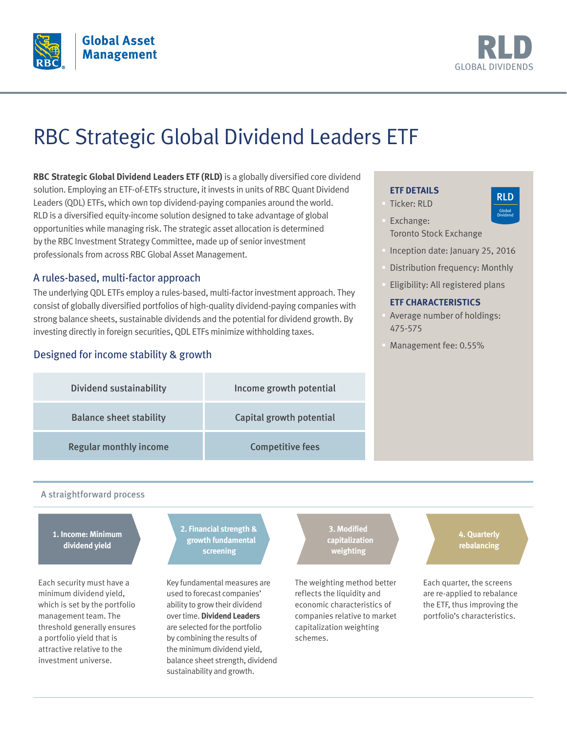Global Asset Management

**RLD**
GLOBAL DIVIDENDS

# RBC Strategic Global Dividend Leaders ETF

**RBC Strategic Global Dividend Leaders ETF (RLD)** is a globally diversified core dividend solution. Employing an ETF-of-ETFs structure, it invests in units of RBC Quant Dividend Leaders (QDL) ETFs, which own top dividend-paying companies around the world. RLD is a diversified equity-income solution designed to take advantage of global opportunities while managing risk. The strategic asset allocation is determined by the RBC Investment Strategy Committee, made up of senior investment professionals from across RBC Global Asset Management.

## A rules-based, multi-factor approach

The underlying QDL ETFs employ a rules-based, multi-factor investment approach. They consist of globally diversified portfolios of high-quality dividend-paying companies with strong balance sheets, sustainable dividends and the potential for dividend growth. By investing directly in foreign securities, QDL ETFs minimize withholding taxes.

## Designed for income stability & growth

| | |
|---|---|
| Dividend sustainability | Income growth potential |
| Balance sheet stability | Capital growth potential |
| Regular monthly income | Competitive fees |

### ETF DETAILS

- Ticker: RLD
- Exchange: Toronto Stock Exchange
- Inception date: January 25, 2016
- Distribution frequency: Monthly
- Eligibility: All registered plans

### ETF CHARACTERISTICS

- Average number of holdings: 475-575
- Management fee: 0.55%

## A straightforward process

**1. Income: Minimum dividend yield**

Each security must have a minimum dividend yield, which is set by the portfolio management team. The threshold generally ensures a portfolio yield that is attractive relative to the investment universe.

**2. Financial strength & growth fundamental screening**

Key fundamental measures are used to forecast companies' ability to grow their dividend over time. **Dividend Leaders** are selected for the portfolio by combining the results of the minimum dividend yield, balance sheet strength, dividend sustainability and growth.

**3. Modified capitalization weighting**

The weighting method better reflects the liquidity and economic characteristics of companies relative to market capitalization weighting schemes.

**4. Quarterly rebalancing**

Each quarter, the screens are re-applied to rebalance the ETF, thus improving the portfolio's characteristics.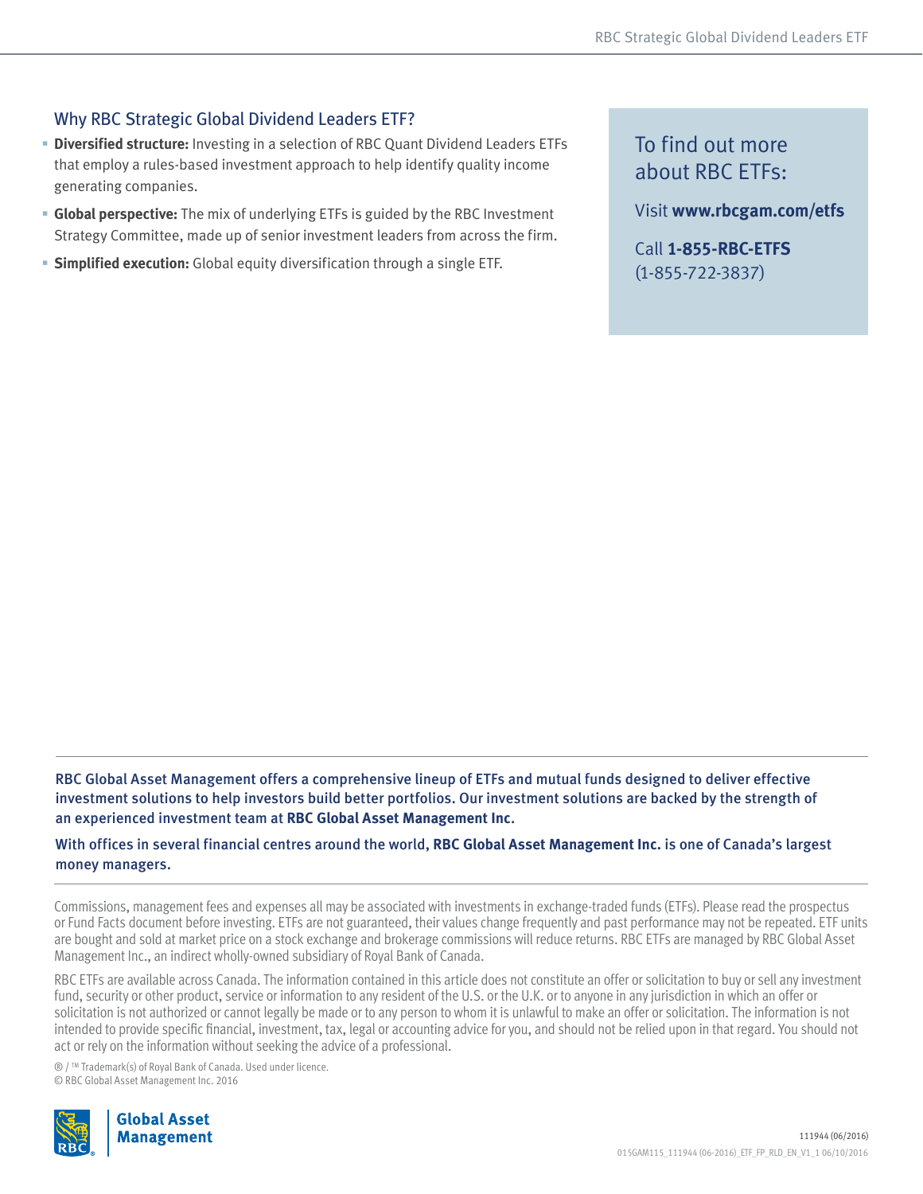## Why RBC Strategic Global Dividend Leaders ETF?

- **Diversified structure:** Investing in a selection of RBC Quant Dividend Leaders ETFs that employ a rules-based investment approach to help identify quality income generating companies.
- **Global perspective:** The mix of underlying ETFs is guided by the RBC Investment Strategy Committee, made up of senior investment leaders from across the firm.
- **Simplified execution:** Global equity diversification through a single ETF.

To find out more about RBC ETFs:

Visit **www.rbcgam.com/etfs**

Call **1-855-RBC-ETFS** (1-855-722-3837)

---

RBC Global Asset Management offers a comprehensive lineup of ETFs and mutual funds designed to deliver effective investment solutions to help investors build better portfolios. Our investment solutions are backed by the strength of an experienced investment team at **RBC Global Asset Management Inc.**

With offices in several financial centres around the world, **RBC Global Asset Management Inc.** is one of Canada's largest money managers.

---

Commissions, management fees and expenses all may be associated with investments in exchange-traded funds (ETFs). Please read the prospectus or Fund Facts document before investing. ETFs are not guaranteed, their values change frequently and past performance may not be repeated. ETF units are bought and sold at market price on a stock exchange and brokerage commissions will reduce returns. RBC ETFs are managed by RBC Global Asset Management Inc., an indirect wholly-owned subsidiary of Royal Bank of Canada.

RBC ETFs are available across Canada. The information contained in this article does not constitute an offer or solicitation to buy or sell any investment fund, security or other product, service or information to any resident of the U.S. or the U.K. or to anyone in any jurisdiction in which an offer or solicitation is not authorized or cannot legally be made or to any person to whom it is unlawful to make an offer or solicitation. The information is not intended to provide specific financial, investment, tax, legal or accounting advice for you, and should not be relied upon in that regard. You should not act or rely on the information without seeking the advice of a professional.

® / ™ Trademark(s) of Royal Bank of Canada. Used under licence.
© RBC Global Asset Management Inc. 2016

Global Asset Management

111944 (06/2016)

015GAM115_111944 (06-2016)_ETF_FP_RLD_EN_V1_1 06/10/2016